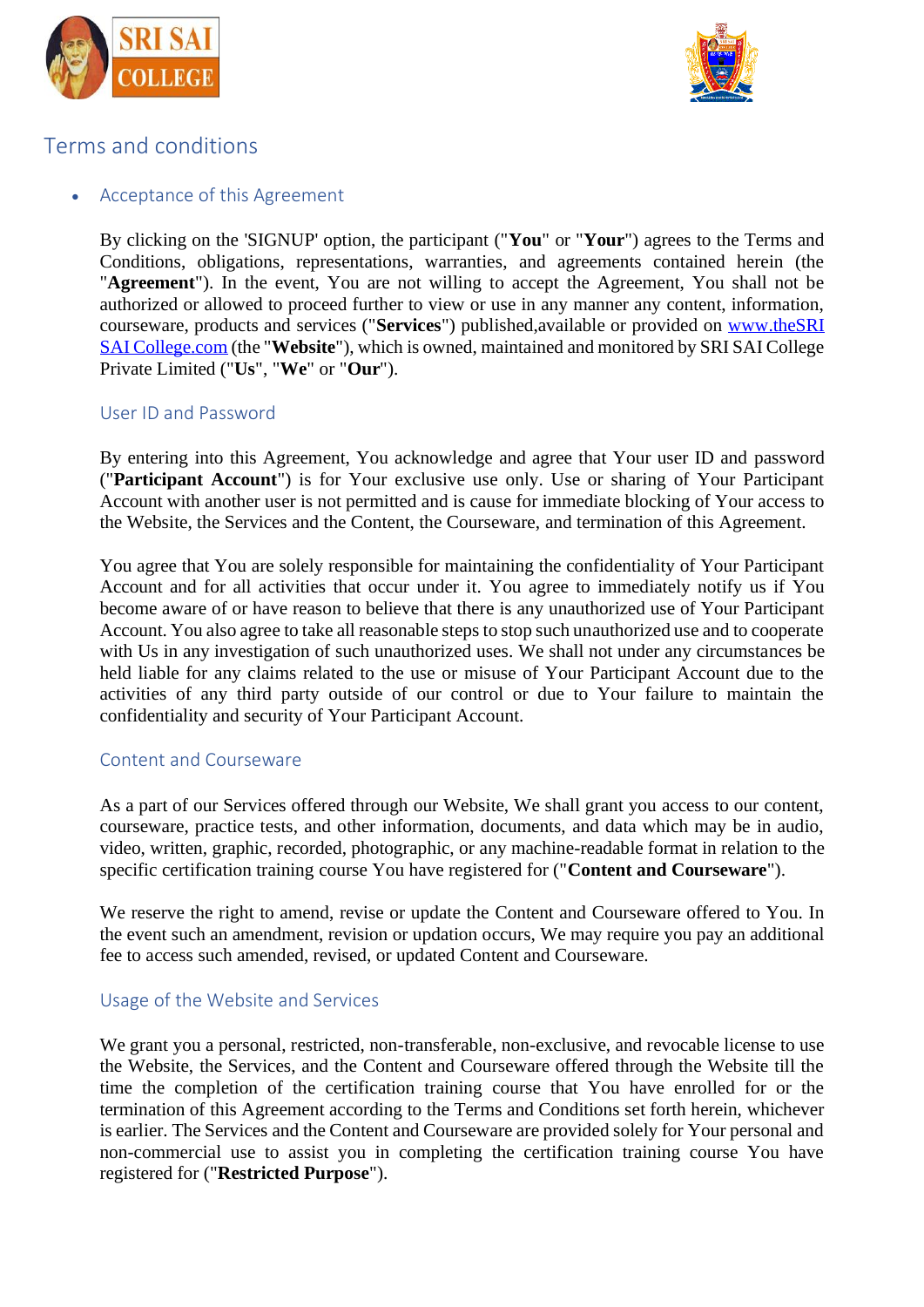# Terms and conditions

- ## Acceptance of this Agreement

By clicking on the 'SIGNUP' option, the participant ("**You**" or "**Your**") agrees to the Terms and Conditions, obligations, representations, warranties, and agreements contained herein (the "**Agreement**"). In the event, You are not willing to accept the Agreement, You shall not be authorized or allowed to proceed further to view or use in any manner any content, information, courseware, products and services ("**Services**") published,available or provided on www.theSRI SAI College.com (the "**Website**"), which is owned, maintained and monitored by SRI SAI College Private Limited ("**Us**", "**We**" or "**Our**").

## User ID and Password

By entering into this Agreement, You acknowledge and agree that Your user ID and password ("**Participant Account**") is for Your exclusive use only. Use or sharing of Your Participant Account with another user is not permitted and is cause for immediate blocking of Your access to the Website, the Services and the Content, the Courseware, and termination of this Agreement.

You agree that You are solely responsible for maintaining the confidentiality of Your Participant Account and for all activities that occur under it. You agree to immediately notify us if You become aware of or have reason to believe that there is any unauthorized use of Your Participant Account. You also agree to take all reasonable steps to stop such unauthorized use and to cooperate with Us in any investigation of such unauthorized uses. We shall not under any circumstances be held liable for any claims related to the use or misuse of Your Participant Account due to the activities of any third party outside of our control or due to Your failure to maintain the confidentiality and security of Your Participant Account.

## Content and Courseware

As a part of our Services offered through our Website, We shall grant you access to our content, courseware, practice tests, and other information, documents, and data which may be in audio, video, written, graphic, recorded, photographic, or any machine-readable format in relation to the specific certification training course You have registered for ("**Content and Courseware**").

We reserve the right to amend, revise or update the Content and Courseware offered to You. In the event such an amendment, revision or updation occurs, We may require you pay an additional fee to access such amended, revised, or updated Content and Courseware.

## Usage of the Website and Services

We grant you a personal, restricted, non-transferable, non-exclusive, and revocable license to use the Website, the Services, and the Content and Courseware offered through the Website till the time the completion of the certification training course that You have enrolled for or the termination of this Agreement according to the Terms and Conditions set forth herein, whichever is earlier. The Services and the Content and Courseware are provided solely for Your personal and non-commercial use to assist you in completing the certification training course You have registered for ("**Restricted Purpose**").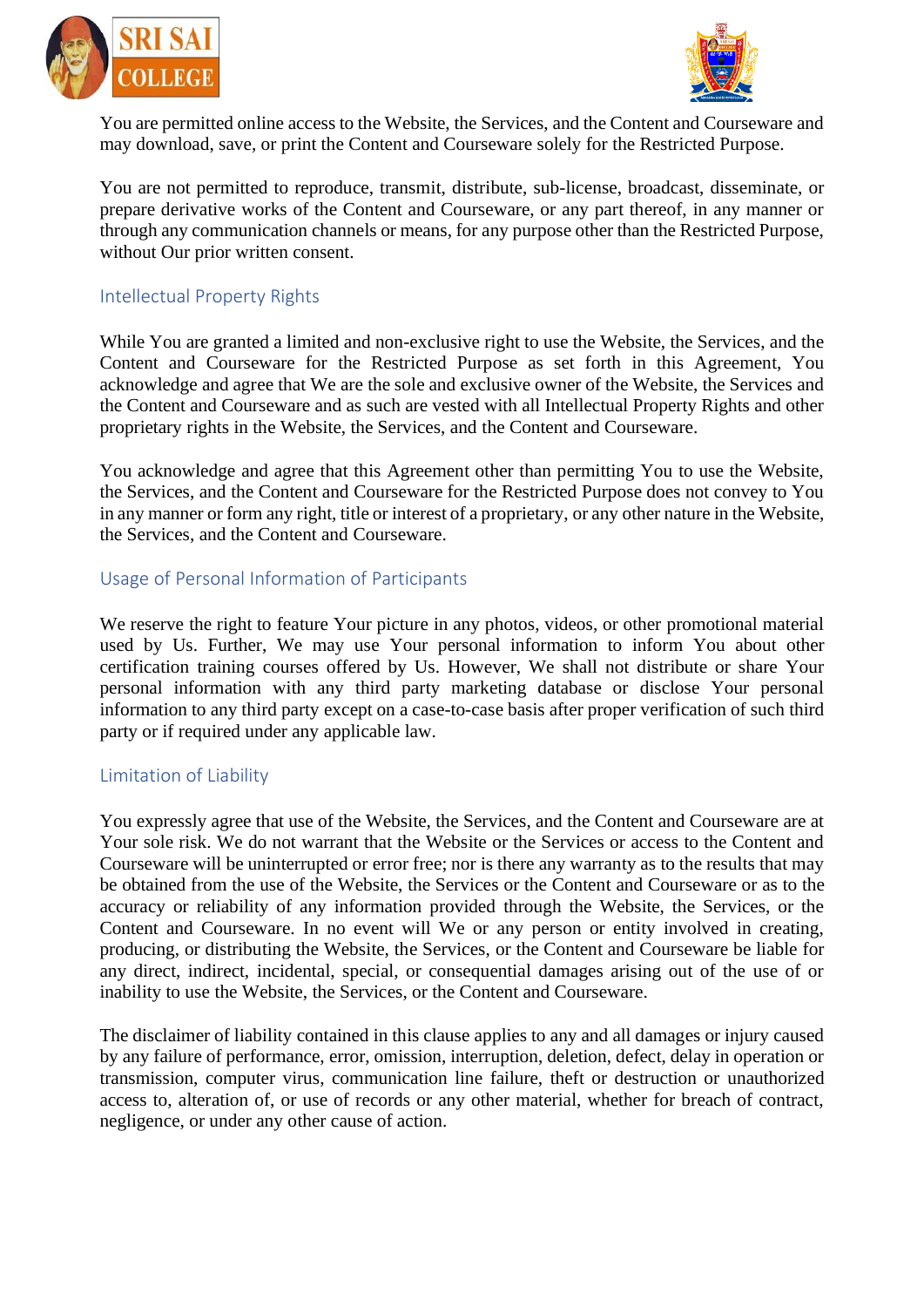You are permitted online access to the Website, the Services, and the Content and Courseware and may download, save, or print the Content and Courseware solely for the Restricted Purpose.

You are not permitted to reproduce, transmit, distribute, sub-license, broadcast, disseminate, or prepare derivative works of the Content and Courseware, or any part thereof, in any manner or through any communication channels or means, for any purpose other than the Restricted Purpose, without Our prior written consent.

## Intellectual Property Rights

While You are granted a limited and non-exclusive right to use the Website, the Services, and the Content and Courseware for the Restricted Purpose as set forth in this Agreement, You acknowledge and agree that We are the sole and exclusive owner of the Website, the Services and the Content and Courseware and as such are vested with all Intellectual Property Rights and other proprietary rights in the Website, the Services, and the Content and Courseware.

You acknowledge and agree that this Agreement other than permitting You to use the Website, the Services, and the Content and Courseware for the Restricted Purpose does not convey to You in any manner or form any right, title or interest of a proprietary, or any other nature in the Website, the Services, and the Content and Courseware.

## Usage of Personal Information of Participants

We reserve the right to feature Your picture in any photos, videos, or other promotional material used by Us. Further, We may use Your personal information to inform You about other certification training courses offered by Us. However, We shall not distribute or share Your personal information with any third party marketing database or disclose Your personal information to any third party except on a case-to-case basis after proper verification of such third party or if required under any applicable law.

## Limitation of Liability

You expressly agree that use of the Website, the Services, and the Content and Courseware are at Your sole risk. We do not warrant that the Website or the Services or access to the Content and Courseware will be uninterrupted or error free; nor is there any warranty as to the results that may be obtained from the use of the Website, the Services or the Content and Courseware or as to the accuracy or reliability of any information provided through the Website, the Services, or the Content and Courseware. In no event will We or any person or entity involved in creating, producing, or distributing the Website, the Services, or the Content and Courseware be liable for any direct, indirect, incidental, special, or consequential damages arising out of the use of or inability to use the Website, the Services, or the Content and Courseware.

The disclaimer of liability contained in this clause applies to any and all damages or injury caused by any failure of performance, error, omission, interruption, deletion, defect, delay in operation or transmission, computer virus, communication line failure, theft or destruction or unauthorized access to, alteration of, or use of records or any other material, whether for breach of contract, negligence, or under any other cause of action.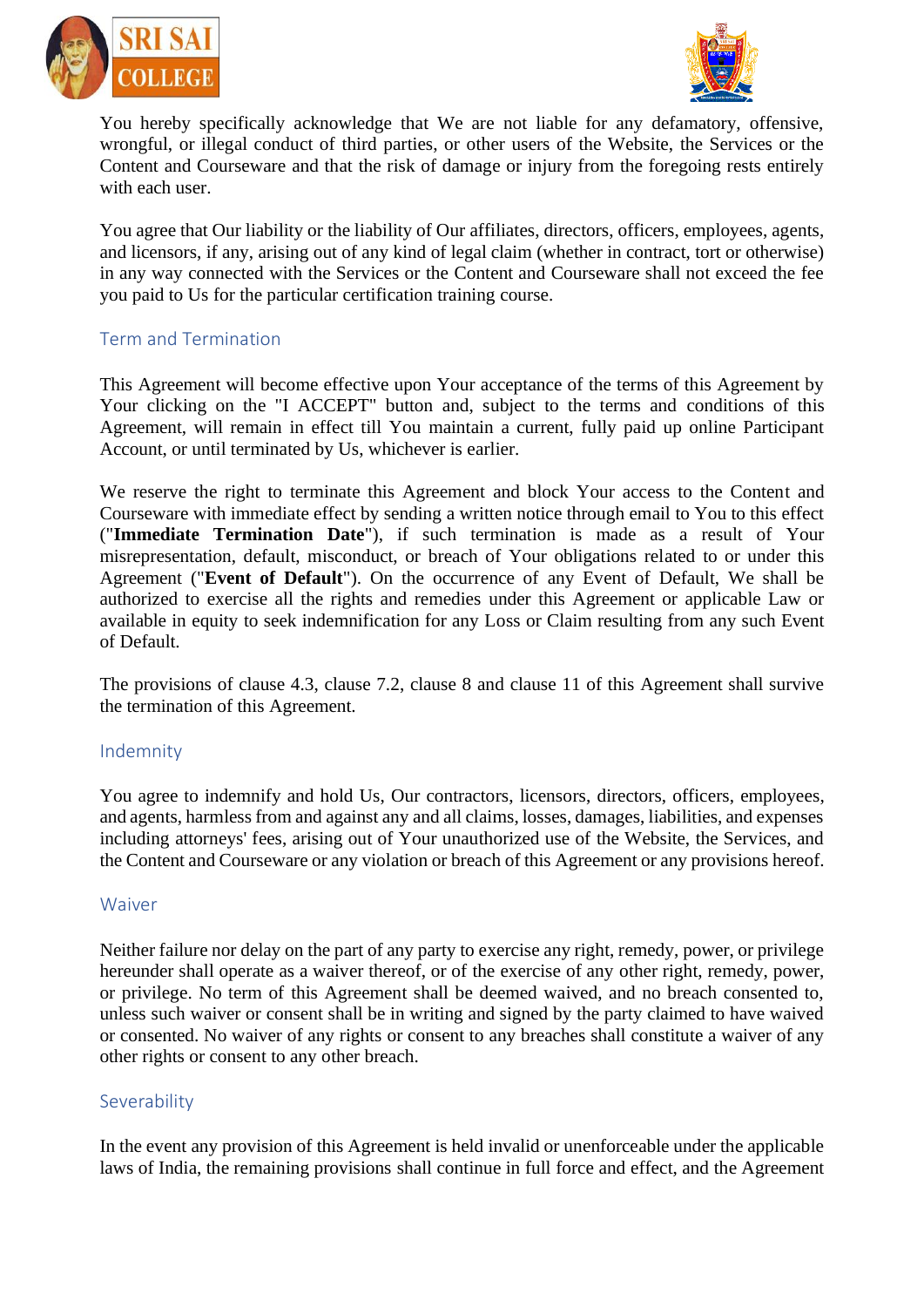You hereby specifically acknowledge that We are not liable for any defamatory, offensive, wrongful, or illegal conduct of third parties, or other users of the Website, the Services or the Content and Courseware and that the risk of damage or injury from the foregoing rests entirely with each user.

You agree that Our liability or the liability of Our affiliates, directors, officers, employees, agents, and licensors, if any, arising out of any kind of legal claim (whether in contract, tort or otherwise) in any way connected with the Services or the Content and Courseware shall not exceed the fee you paid to Us for the particular certification training course.

## Term and Termination

This Agreement will become effective upon Your acceptance of the terms of this Agreement by Your clicking on the "I ACCEPT" button and, subject to the terms and conditions of this Agreement, will remain in effect till You maintain a current, fully paid up online Participant Account, or until terminated by Us, whichever is earlier.

We reserve the right to terminate this Agreement and block Your access to the Content and Courseware with immediate effect by sending a written notice through email to You to this effect ("**Immediate Termination Date**"), if such termination is made as a result of Your misrepresentation, default, misconduct, or breach of Your obligations related to or under this Agreement ("**Event of Default**"). On the occurrence of any Event of Default, We shall be authorized to exercise all the rights and remedies under this Agreement or applicable Law or available in equity to seek indemnification for any Loss or Claim resulting from any such Event of Default.

The provisions of clause 4.3, clause 7.2, clause 8 and clause 11 of this Agreement shall survive the termination of this Agreement.

## Indemnity

You agree to indemnify and hold Us, Our contractors, licensors, directors, officers, employees, and agents, harmless from and against any and all claims, losses, damages, liabilities, and expenses including attorneys' fees, arising out of Your unauthorized use of the Website, the Services, and the Content and Courseware or any violation or breach of this Agreement or any provisions hereof.

## Waiver

Neither failure nor delay on the part of any party to exercise any right, remedy, power, or privilege hereunder shall operate as a waiver thereof, or of the exercise of any other right, remedy, power, or privilege. No term of this Agreement shall be deemed waived, and no breach consented to, unless such waiver or consent shall be in writing and signed by the party claimed to have waived or consented. No waiver of any rights or consent to any breaches shall constitute a waiver of any other rights or consent to any other breach.

## Severability

In the event any provision of this Agreement is held invalid or unenforceable under the applicable laws of India, the remaining provisions shall continue in full force and effect, and the Agreement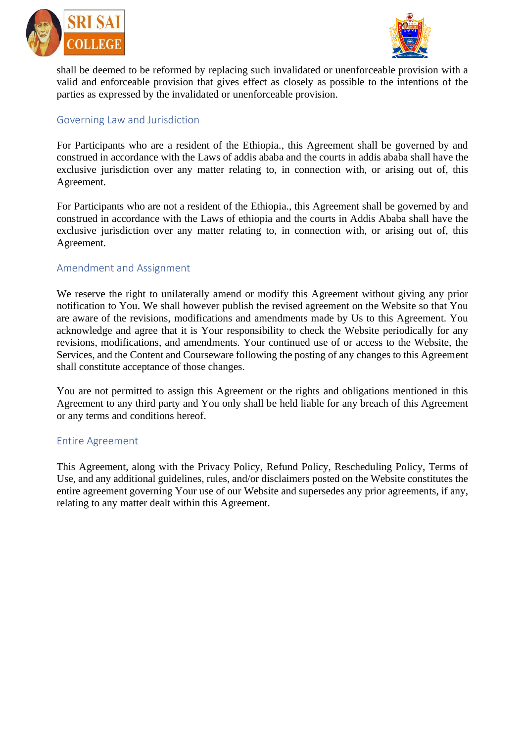shall be deemed to be reformed by replacing such invalidated or unenforceable provision with a valid and enforceable provision that gives effect as closely as possible to the intentions of the parties as expressed by the invalidated or unenforceable provision.

## Governing Law and Jurisdiction

For Participants who are a resident of the Ethiopia., this Agreement shall be governed by and construed in accordance with the Laws of addis ababa and the courts in addis ababa shall have the exclusive jurisdiction over any matter relating to, in connection with, or arising out of, this Agreement.

For Participants who are not a resident of the Ethiopia., this Agreement shall be governed by and construed in accordance with the Laws of ethiopia and the courts in Addis Ababa shall have the exclusive jurisdiction over any matter relating to, in connection with, or arising out of, this Agreement.

## Amendment and Assignment

We reserve the right to unilaterally amend or modify this Agreement without giving any prior notification to You. We shall however publish the revised agreement on the Website so that You are aware of the revisions, modifications and amendments made by Us to this Agreement. You acknowledge and agree that it is Your responsibility to check the Website periodically for any revisions, modifications, and amendments. Your continued use of or access to the Website, the Services, and the Content and Courseware following the posting of any changes to this Agreement shall constitute acceptance of those changes.

You are not permitted to assign this Agreement or the rights and obligations mentioned in this Agreement to any third party and You only shall be held liable for any breach of this Agreement or any terms and conditions hereof.

## Entire Agreement

This Agreement, along with the Privacy Policy, Refund Policy, Rescheduling Policy, Terms of Use, and any additional guidelines, rules, and/or disclaimers posted on the Website constitutes the entire agreement governing Your use of our Website and supersedes any prior agreements, if any, relating to any matter dealt within this Agreement.